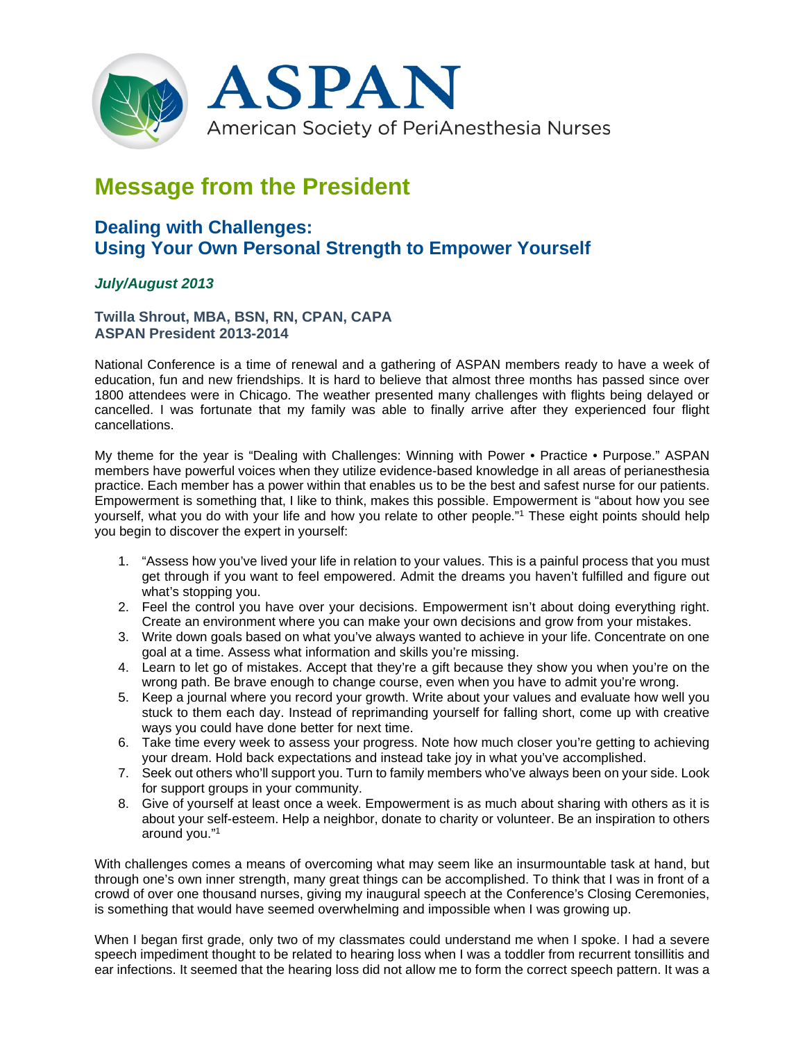ASPAN

American Society of PeriAnesthesia Nurses

# Message from the President

## Dealing with Challenges: Using Your Own Personal Strength to Empower Yourself

***July/August 2013***

**Twilla Shrout, MBA, BSN, RN, CPAN, CAPA**
**ASPAN President 2013-2014**

National Conference is a time of renewal and a gathering of ASPAN members ready to have a week of education, fun and new friendships. It is hard to believe that almost three months has passed since over 1800 attendees were in Chicago. The weather presented many challenges with flights being delayed or cancelled. I was fortunate that my family was able to finally arrive after they experienced four flight cancellations.

My theme for the year is "Dealing with Challenges: Winning with Power • Practice • Purpose." ASPAN members have powerful voices when they utilize evidence-based knowledge in all areas of perianesthesia practice. Each member has a power within that enables us to be the best and safest nurse for our patients. Empowerment is something that, I like to think, makes this possible. Empowerment is "about how you see yourself, what you do with your life and how you relate to other people."[1] These eight points should help you begin to discover the expert in yourself:

1. "Assess how you've lived your life in relation to your values. This is a painful process that you must get through if you want to feel empowered. Admit the dreams you haven't fulfilled and figure out what's stopping you.
2. Feel the control you have over your decisions. Empowerment isn't about doing everything right. Create an environment where you can make your own decisions and grow from your mistakes.
3. Write down goals based on what you've always wanted to achieve in your life. Concentrate on one goal at a time. Assess what information and skills you're missing.
4. Learn to let go of mistakes. Accept that they're a gift because they show you when you're on the wrong path. Be brave enough to change course, even when you have to admit you're wrong.
5. Keep a journal where you record your growth. Write about your values and evaluate how well you stuck to them each day. Instead of reprimanding yourself for falling short, come up with creative ways you could have done better for next time.
6. Take time every week to assess your progress. Note how much closer you're getting to achieving your dream. Hold back expectations and instead take joy in what you've accomplished.
7. Seek out others who'll support you. Turn to family members who've always been on your side. Look for support groups in your community.
8. Give of yourself at least once a week. Empowerment is as much about sharing with others as it is about your self-esteem. Help a neighbor, donate to charity or volunteer. Be an inspiration to others around you."[1]

With challenges comes a means of overcoming what may seem like an insurmountable task at hand, but through one's own inner strength, many great things can be accomplished. To think that I was in front of a crowd of over one thousand nurses, giving my inaugural speech at the Conference's Closing Ceremonies, is something that would have seemed overwhelming and impossible when I was growing up.

When I began first grade, only two of my classmates could understand me when I spoke. I had a severe speech impediment thought to be related to hearing loss when I was a toddler from recurrent tonsillitis and ear infections. It seemed that the hearing loss did not allow me to form the correct speech pattern. It was a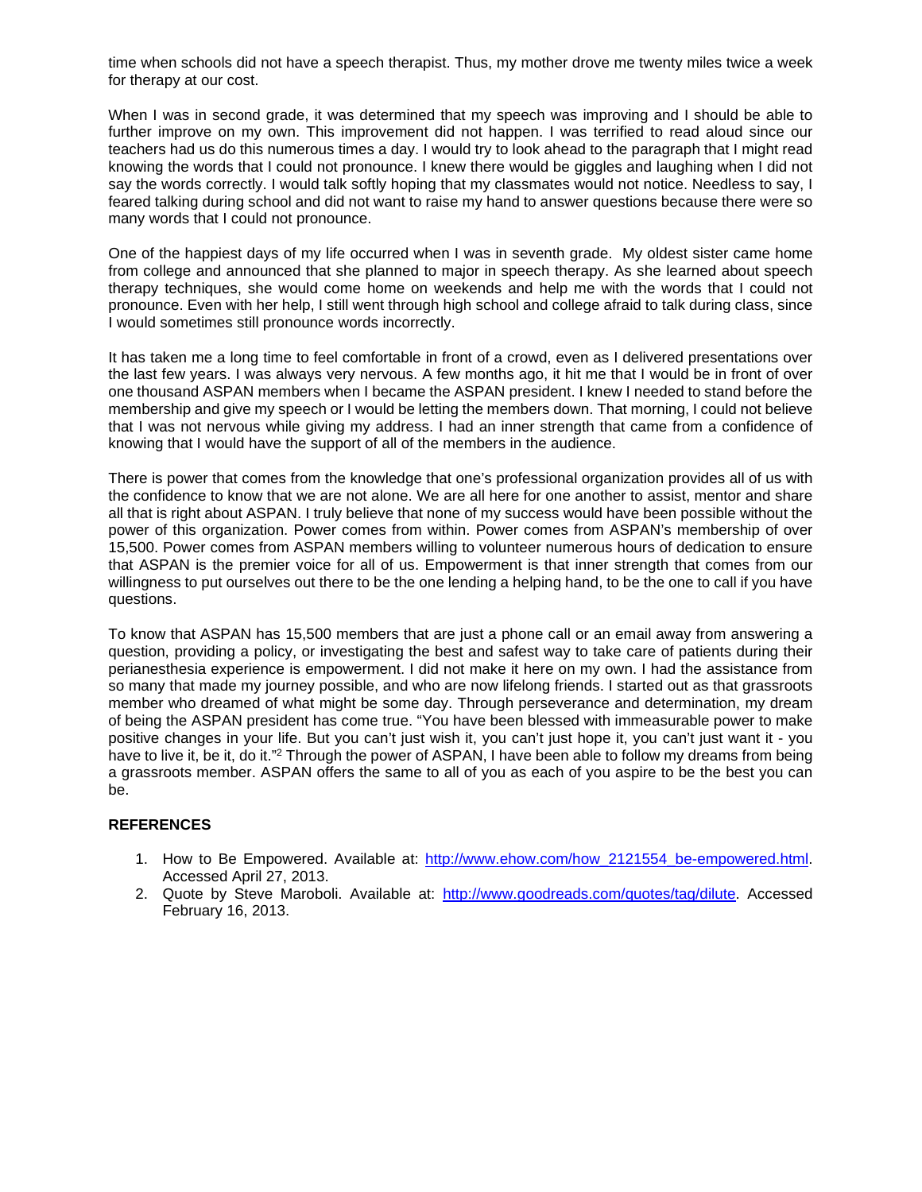time when schools did not have a speech therapist. Thus, my mother drove me twenty miles twice a week for therapy at our cost.

When I was in second grade, it was determined that my speech was improving and I should be able to further improve on my own. This improvement did not happen. I was terrified to read aloud since our teachers had us do this numerous times a day. I would try to look ahead to the paragraph that I might read knowing the words that I could not pronounce. I knew there would be giggles and laughing when I did not say the words correctly. I would talk softly hoping that my classmates would not notice. Needless to say, I feared talking during school and did not want to raise my hand to answer questions because there were so many words that I could not pronounce.

One of the happiest days of my life occurred when I was in seventh grade. My oldest sister came home from college and announced that she planned to major in speech therapy. As she learned about speech therapy techniques, she would come home on weekends and help me with the words that I could not pronounce. Even with her help, I still went through high school and college afraid to talk during class, since I would sometimes still pronounce words incorrectly.

It has taken me a long time to feel comfortable in front of a crowd, even as I delivered presentations over the last few years. I was always very nervous. A few months ago, it hit me that I would be in front of over one thousand ASPAN members when I became the ASPAN president. I knew I needed to stand before the membership and give my speech or I would be letting the members down. That morning, I could not believe that I was not nervous while giving my address. I had an inner strength that came from a confidence of knowing that I would have the support of all of the members in the audience.

There is power that comes from the knowledge that one's professional organization provides all of us with the confidence to know that we are not alone. We are all here for one another to assist, mentor and share all that is right about ASPAN. I truly believe that none of my success would have been possible without the power of this organization. Power comes from within. Power comes from ASPAN's membership of over 15,500. Power comes from ASPAN members willing to volunteer numerous hours of dedication to ensure that ASPAN is the premier voice for all of us. Empowerment is that inner strength that comes from our willingness to put ourselves out there to be the one lending a helping hand, to be the one to call if you have questions.

To know that ASPAN has 15,500 members that are just a phone call or an email away from answering a question, providing a policy, or investigating the best and safest way to take care of patients during their perianesthesia experience is empowerment. I did not make it here on my own. I had the assistance from so many that made my journey possible, and who are now lifelong friends. I started out as that grassroots member who dreamed of what might be some day. Through perseverance and determination, my dream of being the ASPAN president has come true. "You have been blessed with immeasurable power to make positive changes in your life. But you can't just wish it, you can't just hope it, you can't just want it - you have to live it, be it, do it."[2] Through the power of ASPAN, I have been able to follow my dreams from being a grassroots member. ASPAN offers the same to all of you as each of you aspire to be the best you can be.

**REFERENCES**

1. How to Be Empowered. Available at: http://www.ehow.com/how_2121554_be-empowered.html. Accessed April 27, 2013.
2. Quote by Steve Maroboli. Available at: http://www.goodreads.com/quotes/tag/dilute. Accessed February 16, 2013.